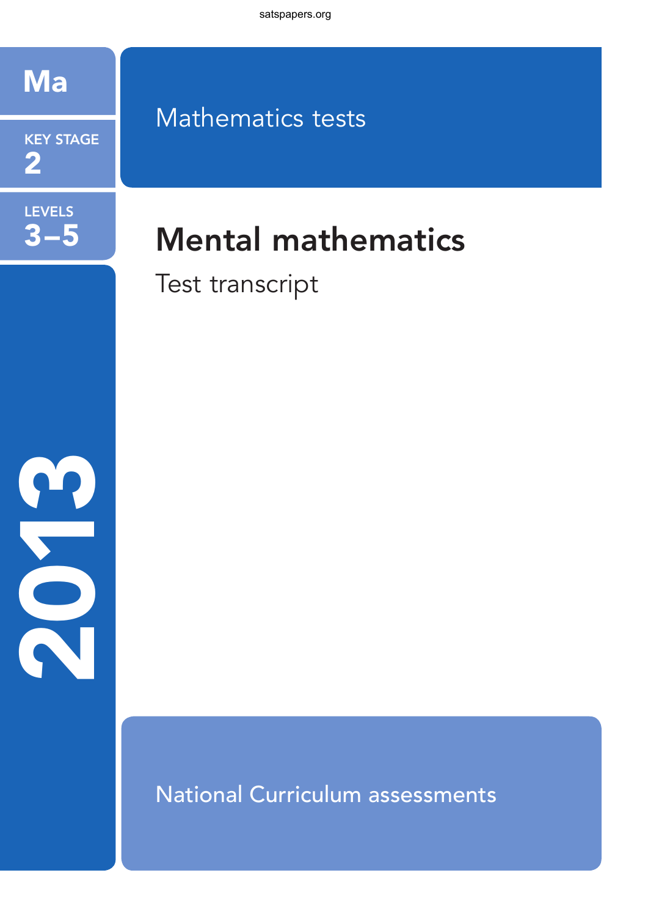Ma

KEY STAGE 2

LEVELS 3–5

2013

Mathematics tests

# Mental mathematics

Test transcript

National Curriculum assessments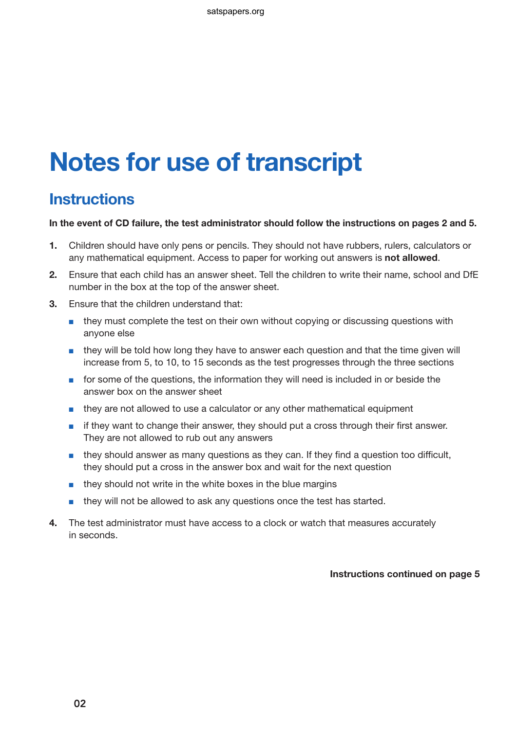# Notes for use of transcript

## Instructions

**In the event of CD failure, the test administrator should follow the instructions on pages 2 and 5.**

1. Children should have only pens or pencils. They should not have rubbers, rulers, calculators or any mathematical equipment. Access to paper for working out answers is **not allowed**.
2. Ensure that each child has an answer sheet. Tell the children to write their name, school and DfE number in the box at the top of the answer sheet.
3. Ensure that the children understand that:
   - they must complete the test on their own without copying or discussing questions with anyone else
   - they will be told how long they have to answer each question and that the time given will increase from 5, to 10, to 15 seconds as the test progresses through the three sections
   - for some of the questions, the information they will need is included in or beside the answer box on the answer sheet
   - they are not allowed to use a calculator or any other mathematical equipment
   - if they want to change their answer, they should put a cross through their first answer. They are not allowed to rub out any answers
   - they should answer as many questions as they can. If they find a question too difficult, they should put a cross in the answer box and wait for the next question
   - they should not write in the white boxes in the blue margins
   - they will not be allowed to ask any questions once the test has started.
4. The test administrator must have access to a clock or watch that measures accurately in seconds.

**Instructions continued on page 5**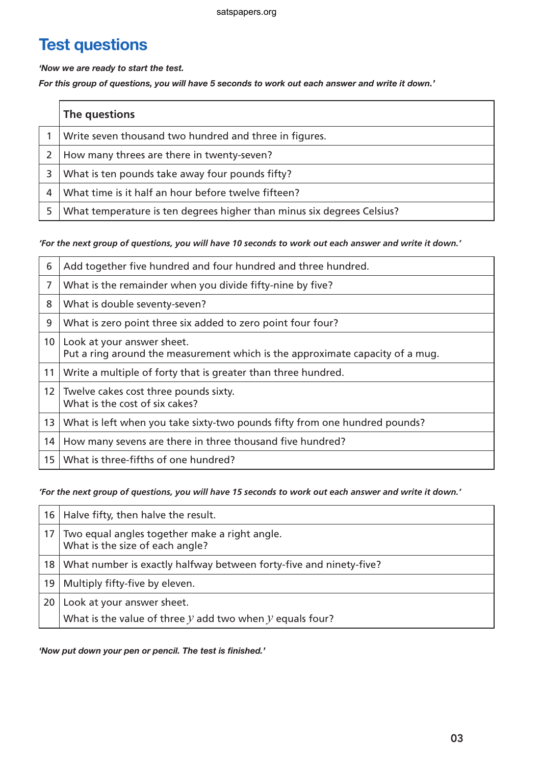# Test questions

***'Now we are ready to start the test.***
***For this group of questions, you will have 5 seconds to work out each answer and write it down.'***

| | The questions |
|---|---|
| 1 | Write seven thousand two hundred and three in figures. |
| 2 | How many threes are there in twenty-seven? |
| 3 | What is ten pounds take away four pounds fifty? |
| 4 | What time is it half an hour before twelve fifteen? |
| 5 | What temperature is ten degrees higher than minus six degrees Celsius? |

***'For the next group of questions, you will have 10 seconds to work out each answer and write it down.'***

| | |
|---|---|
| 6 | Add together five hundred and four hundred and three hundred. |
| 7 | What is the remainder when you divide fifty-nine by five? |
| 8 | What is double seventy-seven? |
| 9 | What is zero point three six added to zero point four four? |
| 10 | Look at your answer sheet.<br>Put a ring around the measurement which is the approximate capacity of a mug. |
| 11 | Write a multiple of forty that is greater than three hundred. |
| 12 | Twelve cakes cost three pounds sixty.<br>What is the cost of six cakes? |
| 13 | What is left when you take sixty-two pounds fifty from one hundred pounds? |
| 14 | How many sevens are there in three thousand five hundred? |
| 15 | What is three-fifths of one hundred? |

***'For the next group of questions, you will have 15 seconds to work out each answer and write it down.'***

| | |
|---|---|
| 16 | Halve fifty, then halve the result. |
| 17 | Two equal angles together make a right angle.<br>What is the size of each angle? |
| 18 | What number is exactly halfway between forty-five and ninety-five? |
| 19 | Multiply fifty-five by eleven. |
| 20 | Look at your answer sheet.<br>What is the value of three $y$ add two when $y$ equals four? |

***'Now put down your pen or pencil. The test is finished.'***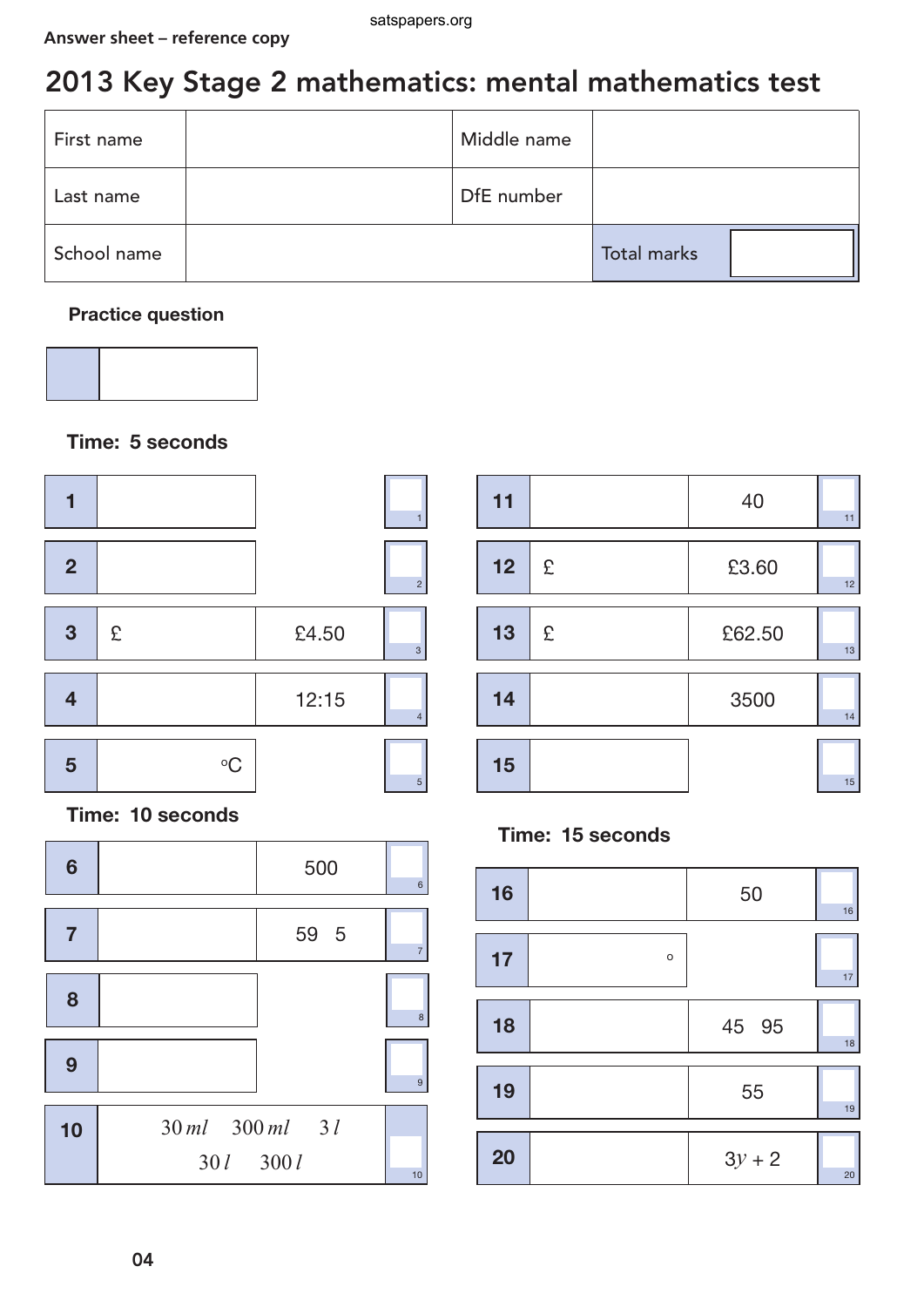Answer sheet – reference copy

# 2013 Key Stage 2 mathematics: mental mathematics test

| First name | | Middle name | |
|---|---|---|---|
| Last name | | DfE number | |
| School name | | Total marks | |

**Practice question**

| | |
|---|---|

**Time: 5 seconds**

| Question | Answer | Given | Mark |
|---|---|---|---|
| 1 | | | |
| 2 | | | |
| 3 | £ | £4.50 | |
| 4 | | 12:15 | |
| 5 | °C | | |

**Time: 10 seconds**

| Question | Answer | Given | Mark |
|---|---|---|---|
| 6 | | 500 | |
| 7 | | 59 5 | |
| 8 | | | |
| 9 | | | |
| 10 | $30\,ml$ $300\,ml$ $3\,l$ $30\,l$ $300\,l$ | | |
| 11 | | 40 | |
| 12 | £ | £3.60 | |
| 13 | £ | £62.50 | |
| 14 | | 3500 | |
| 15 | | | |

**Time: 15 seconds**

| Question | Answer | Given | Mark |
|---|---|---|---|
| 16 | | 50 | |
| 17 | ° | | |
| 18 | | 45 95 | |
| 19 | | 55 | |
| 20 | | $3y + 2$ | |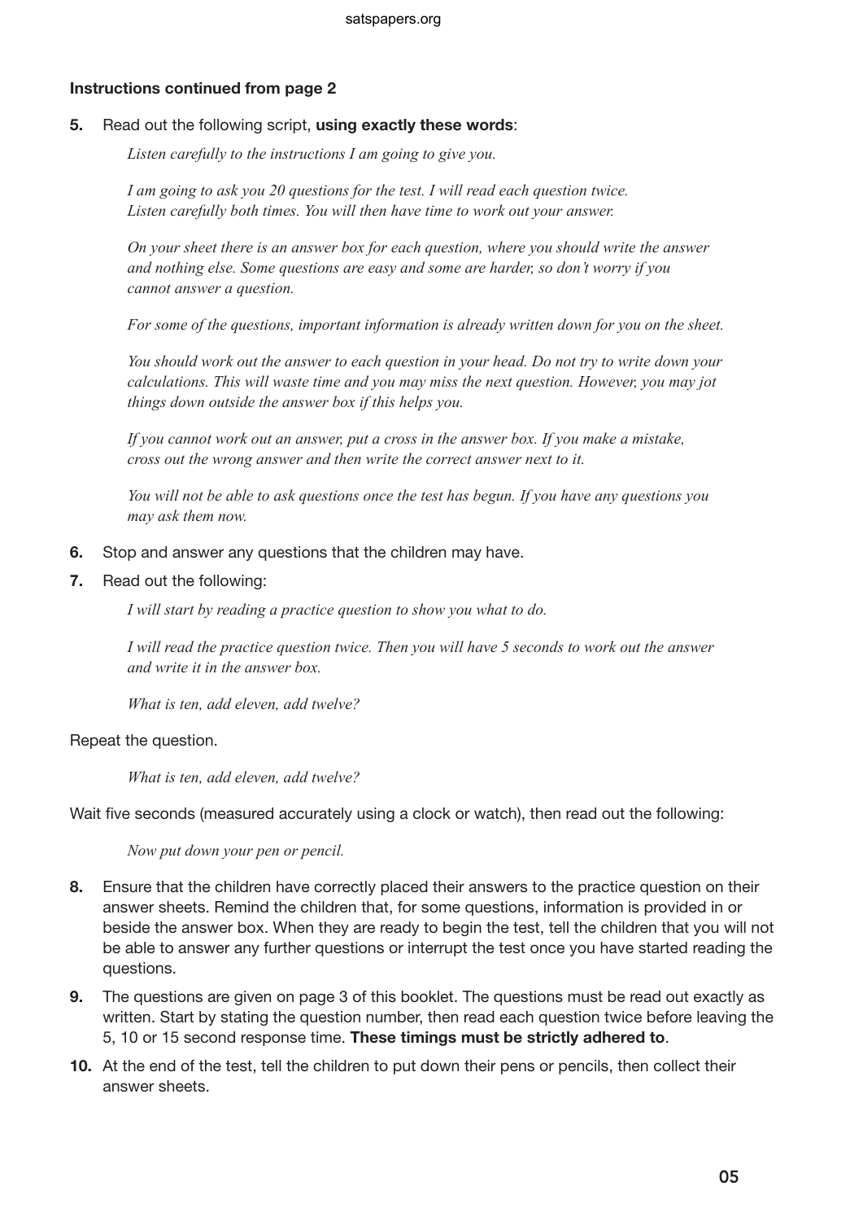**Instructions continued from page 2**

5. Read out the following script, **using exactly these words**:

   *Listen carefully to the instructions I am going to give you.*

   *I am going to ask you 20 questions for the test. I will read each question twice. Listen carefully both times. You will then have time to work out your answer.*

   *On your sheet there is an answer box for each question, where you should write the answer and nothing else. Some questions are easy and some are harder, so don't worry if you cannot answer a question.*

   *For some of the questions, important information is already written down for you on the sheet.*

   *You should work out the answer to each question in your head. Do not try to write down your calculations. This will waste time and you may miss the next question. However, you may jot things down outside the answer box if this helps you.*

   *If you cannot work out an answer, put a cross in the answer box. If you make a mistake, cross out the wrong answer and then write the correct answer next to it.*

   *You will not be able to ask questions once the test has begun. If you have any questions you may ask them now.*

6. Stop and answer any questions that the children may have.

7. Read out the following:

   *I will start by reading a practice question to show you what to do.*

   *I will read the practice question twice. Then you will have 5 seconds to work out the answer and write it in the answer box.*

   *What is ten, add eleven, add twelve?*

Repeat the question.

   *What is ten, add eleven, add twelve?*

Wait five seconds (measured accurately using a clock or watch), then read out the following:

   *Now put down your pen or pencil.*

8. Ensure that the children have correctly placed their answers to the practice question on their answer sheets. Remind the children that, for some questions, information is provided in or beside the answer box. When they are ready to begin the test, tell the children that you will not be able to answer any further questions or interrupt the test once you have started reading the questions.

9. The questions are given on page 3 of this booklet. The questions must be read out exactly as written. Start by stating the question number, then read each question twice before leaving the 5, 10 or 15 second response time. **These timings must be strictly adhered to**.

10. At the end of the test, tell the children to put down their pens or pencils, then collect their answer sheets.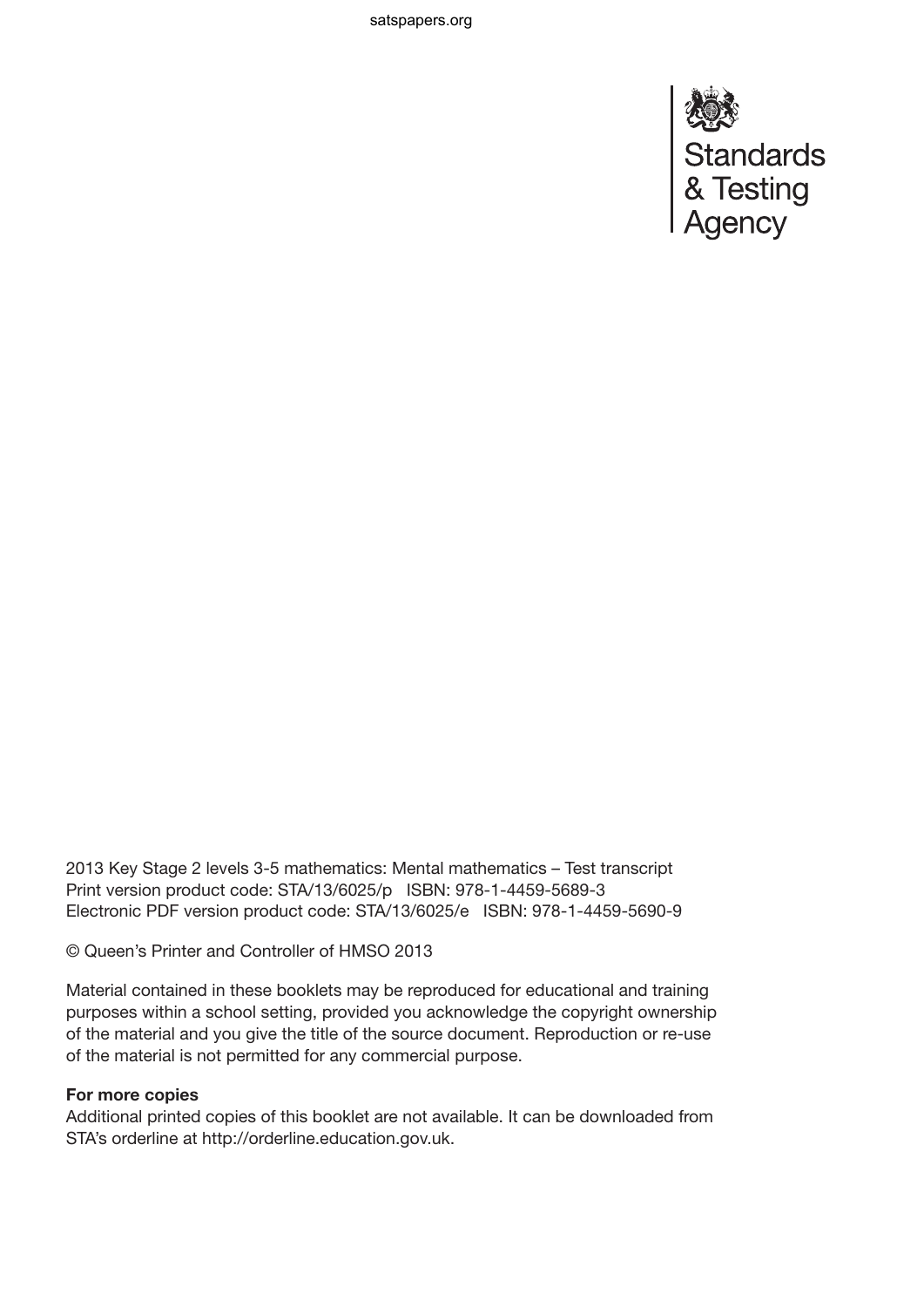Standards
& Testing
Agency

2013 Key Stage 2 levels 3-5 mathematics: Mental mathematics – Test transcript
Print version product code: STA/13/6025/p ISBN: 978-1-4459-5689-3
Electronic PDF version product code: STA/13/6025/e ISBN: 978-1-4459-5690-9

© Queen's Printer and Controller of HMSO 2013

Material contained in these booklets may be reproduced for educational and training purposes within a school setting, provided you acknowledge the copyright ownership of the material and you give the title of the source document. Reproduction or re-use of the material is not permitted for any commercial purpose.

**For more copies**
Additional printed copies of this booklet are not available. It can be downloaded from STA's orderline at http://orderline.education.gov.uk.